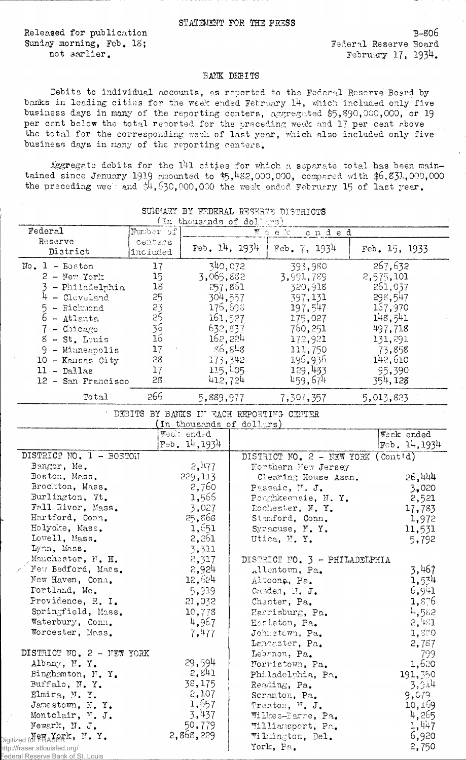STATEMENT FOR THE PRESS

Released for publication
Sunday morning, Feb. 18;
not earlier.

B-806
Federal Reserve Board
February 17, 1934.

## BANK DEBITS

Debits to individual accounts, as reported to the Federal Reserve Board by banks in leading cities for the week ended February 14, which included only five business days in many of the reporting centers, aggregated $5,890,000,000, or 19 per cent below the total reported for the preceding week and 17 per cent above the total for the corresponding week of last year, which also included only five business days in many of the reporting centers.

Aggregate debits for the 141 cities for which a separate total has been maintained since January 1919 amounted to $5,482,000,000, compared with $6,831,000,000 the preceding week and $4,630,000,000 the week ended February 15 of last year.

SUMMARY BY FEDERAL RESERVE DISTRICTS
(In thousands of dollars)

| Federal Reserve District | Number of centers included | Week ended Feb. 14, 1934 | Feb. 7, 1934 | Feb. 15, 1933 |
|---|---|---|---|---|
| No. 1 - Boston | 17 | 340,072 | 393,980 | 267,632 |
| 2 - New York | 15 | 3,065,882 | 3,991,789 | 2,575,101 |
| 3 - Philadelphia | 18 | 257,861 | 320,918 | 261,037 |
| 4 - Cleveland | 25 | 304,557 | 397,131 | 298,547 |
| 5 - Richmond | 23 | 175,698 | 197,547 | 167,970 |
| 6 - Atlanta | 26 | 161,527 | 175,027 | 148,541 |
| 7 - Chicago | 36 | 632,837 | 760,251 | 497,718 |
| 8 - St. Louis | 16 | 162,224 | 172,921 | 131,291 |
| 9 - Minneapolis | 17 | 86,848 | 111,750 | 73,858 |
| 10 - Kansas City | 28 | 173,342 | 196,936 | 142,610 |
| 11 - Dallas | 17 | 115,405 | 129,433 | 95,390 |
| 12 - San Francisco | 28 | 412,724 | 459,674 | 354,128 |
| Total | 266 | 5,889,977 | 7,307,357 | 5,013,823 |

DEBITS BY BANKS IN EACH REPORTING CENTER
(In thousands of dollars)

| | Week ended Feb. 14, 1934 |
|---|---|
| **DISTRICT NO. 1 - BOSTON** | |
| Bangor, Me. | 2,477 |
| Boston, Mass. | 229,113 |
| Brockton, Mass. | 2,760 |
| Burlington, Vt. | 1,566 |
| Fall River, Mass. | 3,027 |
| Hartford, Conn. | 25,868 |
| Holyoke, Mass. | 1,651 |
| Lowell, Mass. | 2,261 |
| Lynn, Mass. | 3,311 |
| Manchester, N. H. | 2,317 |
| New Bedford, Mass. | 2,924 |
| New Haven, Conn. | 12,624 |
| Portland, Me. | 5,919 |
| Providence, R. I. | 21,032 |
| Springfield, Mass. | 10,778 |
| Waterbury, Conn. | 4,967 |
| Worcester, Mass. | 7,477 |
| **DISTRICT NO. 2 - NEW YORK** | |
| Albany, N. Y. | 29,594 |
| Binghamton, N. Y. | 2,841 |
| Buffalo, N. Y. | 38,175 |
| Elmira, N. Y. | 2,107 |
| Jamestown, N. Y. | 1,657 |
| Montclair, N. J. | 3,437 |
| Newark, N. J. | 50,779 |
| New York, N. Y. | 2,868,229 |
| **DISTRICT NO. 2 - NEW YORK (Cont'd)** | |
| Northern New Jersey Clearing House Assn. | 26,444 |
| Passaic, N. J. | 3,020 |
| Poughkeepsie, N. Y. | 2,521 |
| Rochester, N. Y. | 17,783 |
| Stamford, Conn. | 1,972 |
| Syracuse, N. Y. | 11,531 |
| Utica, N. Y. | 5,792 |
| **DISTRICT NO. 3 - PHILADELPHIA** | |
| Allentown, Pa. | 3,467 |
| Altoona, Pa. | 1,534 |
| Camden, N. J. | 6,941 |
| Chester, Pa. | 1,876 |
| Harrisburg, Pa. | 4,582 |
| Hazleton, Pa. | 2,481 |
| Johnstown, Pa. | 1,870 |
| Lancaster, Pa. | 2,787 |
| Lebanon, Pa. | 799 |
| Norristown, Pa. | 1,620 |
| Philadelphia, Pa. | 191,350 |
| Reading, Pa. | 3,914 |
| Scranton, Pa. | 9,079 |
| Trenton, N. J. | 10,169 |
| Wilkes-Barre, Pa. | 4,265 |
| Williamsport, Pa. | 1,447 |
| Wilmington, Del. | 6,920 |
| York, Pa. | 2,750 |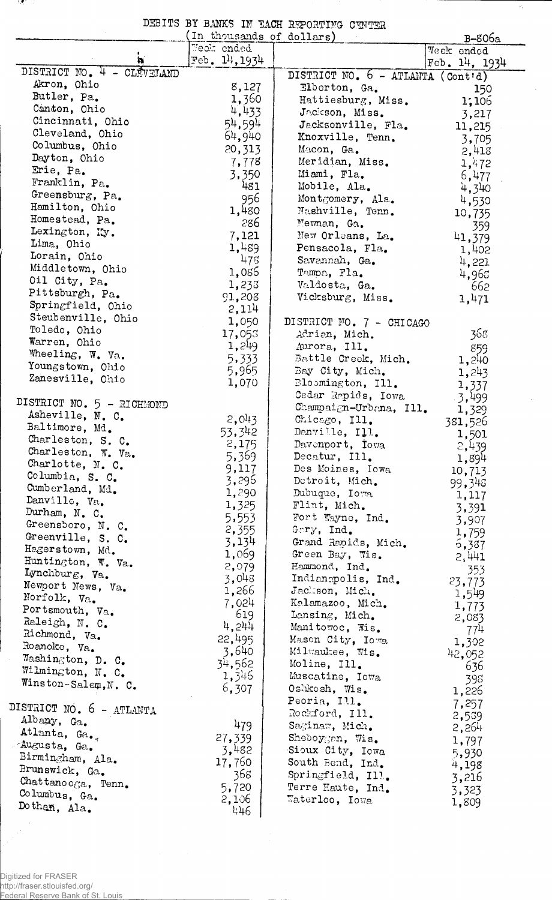# DEBITS BY BANKS IN EACH REPORTING CENTER

(In thousands of dollars)

B-806a

| | Week ended Feb. 14, 1934 |
|---|---|
| **DISTRICT NO. 4 - CLEVELAND** | |
| Akron, Ohio | 8,127 |
| Butler, Pa. | 1,360 |
| Canton, Ohio | 4,433 |
| Cincinnati, Ohio | 54,594 |
| Cleveland, Ohio | 64,940 |
| Columbus, Ohio | 20,313 |
| Dayton, Ohio | 7,778 |
| Erie, Pa. | 3,350 |
| Franklin, Pa. | 481 |
| Greensburg, Pa. | 956 |
| Hamilton, Ohio | 1,480 |
| Homestead, Pa. | 286 |
| Lexington, Ky. | 7,121 |
| Lima, Ohio | 1,489 |
| Lorain, Ohio | 478 |
| Middletown, Ohio | 1,086 |
| Oil City, Pa. | 1,238 |
| Pittsburgh, Pa. | 91,208 |
| Springfield, Ohio | 2,114 |
| Steubenville, Ohio | 1,050 |
| Toledo, Ohio | 17,058 |
| Warren, Ohio | 1,249 |
| Wheeling, W. Va. | 5,333 |
| Youngstown, Ohio | 5,965 |
| Zanesville, Ohio | 1,070 |
| **DISTRICT NO. 5 - RICHMOND** | |
| Asheville, N. C. | 2,043 |
| Baltimore, Md. | 53,342 |
| Charleston, S. C. | 2,175 |
| Charleston, W. Va. | 5,369 |
| Charlotte, N. C. | 9,117 |
| Columbia, S. C. | 3,296 |
| Cumberland, Md. | 1,290 |
| Danville, Va. | 1,325 |
| Durham, N. C. | 5,553 |
| Greensboro, N. C. | 2,355 |
| Greenville, S. C. | 3,134 |
| Hagerstown, Md. | 1,069 |
| Huntington, W. Va. | 2,079 |
| Lynchburg, Va. | 3,048 |
| Newport News, Va. | 1,266 |
| Norfolk, Va. | 7,024 |
| Portsmouth, Va. | 619 |
| Raleigh, N. C. | 4,244 |
| Richmond, Va. | 22,495 |
| Roanoke, Va. | 3,640 |
| Washington, D. C. | 34,562 |
| Wilmington, N. C. | 1,346 |
| Winston-Salem, N. C. | 6,307 |
| **DISTRICT NO. 6 - ATLANTA** | |
| Albany, Ga. | 479 |
| Atlanta, Ga. | 27,339 |
| Augusta, Ga. | 3,482 |
| Birmingham, Ala. | 17,760 |
| Brunswick, Ga. | 368 |
| Chattanooga, Tenn. | 5,720 |
| Columbus, Ga. | 2,106 |
| Dothan, Ala. | 446 |
| **DISTRICT NO. 6 - ATLANTA (Cont'd)** | |
| Elberton, Ga. | 150 |
| Hattiesburg, Miss. | 1,106 |
| Jackson, Miss. | 3,217 |
| Jacksonville, Fla. | 11,215 |
| Knoxville, Tenn. | 3,705 |
| Macon, Ga. | 2,418 |
| Meridian, Miss. | 1,472 |
| Miami, Fla. | 6,477 |
| Mobile, Ala. | 4,340 |
| Montgomery, Ala. | 4,530 |
| Nashville, Tenn. | 10,735 |
| Newnan, Ga. | 359 |
| New Orleans, La. | 41,379 |
| Pensacola, Fla. | 1,402 |
| Savannah, Ga. | 4,221 |
| Tampa, Fla. | 4,968 |
| Valdosta, Ga. | 662 |
| Vicksburg, Miss. | 1,471 |
| **DISTRICT NO. 7 - CHICAGO** | |
| Adrian, Mich. | 368 |
| Aurora, Ill. | 859 |
| Battle Creek, Mich. | 1,240 |
| Bay City, Mich. | 1,243 |
| Bloomington, Ill. | 1,337 |
| Cedar Rapids, Iowa | 3,499 |
| Champaign-Urbana, Ill. | 1,329 |
| Chicago, Ill. | 381,526 |
| Danville, Ill. | 1,501 |
| Davenport, Iowa | 2,439 |
| Decatur, Ill. | 1,894 |
| Des Moines, Iowa | 10,713 |
| Detroit, Mich. | 99,348 |
| Dubuque, Iowa | 1,117 |
| Flint, Mich. | 3,391 |
| Fort Wayne, Ind. | 3,907 |
| Gary, Ind. | 1,759 |
| Grand Rapids, Mich. | 6,387 |
| Green Bay, Wis. | 2,441 |
| Hammond, Ind. | 353 |
| Indianapolis, Ind. | 23,773 |
| Jackson, Mich. | 1,549 |
| Kalamazoo, Mich. | 1,773 |
| Lansing, Mich. | 2,083 |
| Manitowoc, Wis. | 774 |
| Mason City, Iowa | 1,302 |
| Milwaukee, Wis. | 42,052 |
| Moline, Ill. | 636 |
| Muscatine, Iowa | 398 |
| Oshkosh, Wis. | 1,226 |
| Peoria, Ill. | 7,257 |
| Rockford, Ill. | 2,539 |
| Saginaw, Mich. | 2,264 |
| Sheboygan, Wis. | 1,797 |
| Sioux City, Iowa | 5,930 |
| South Bend, Ind. | 4,198 |
| Springfield, Ill. | 3,216 |
| Terre Haute, Ind. | 3,323 |
| Waterloo, Iowa | 1,809 |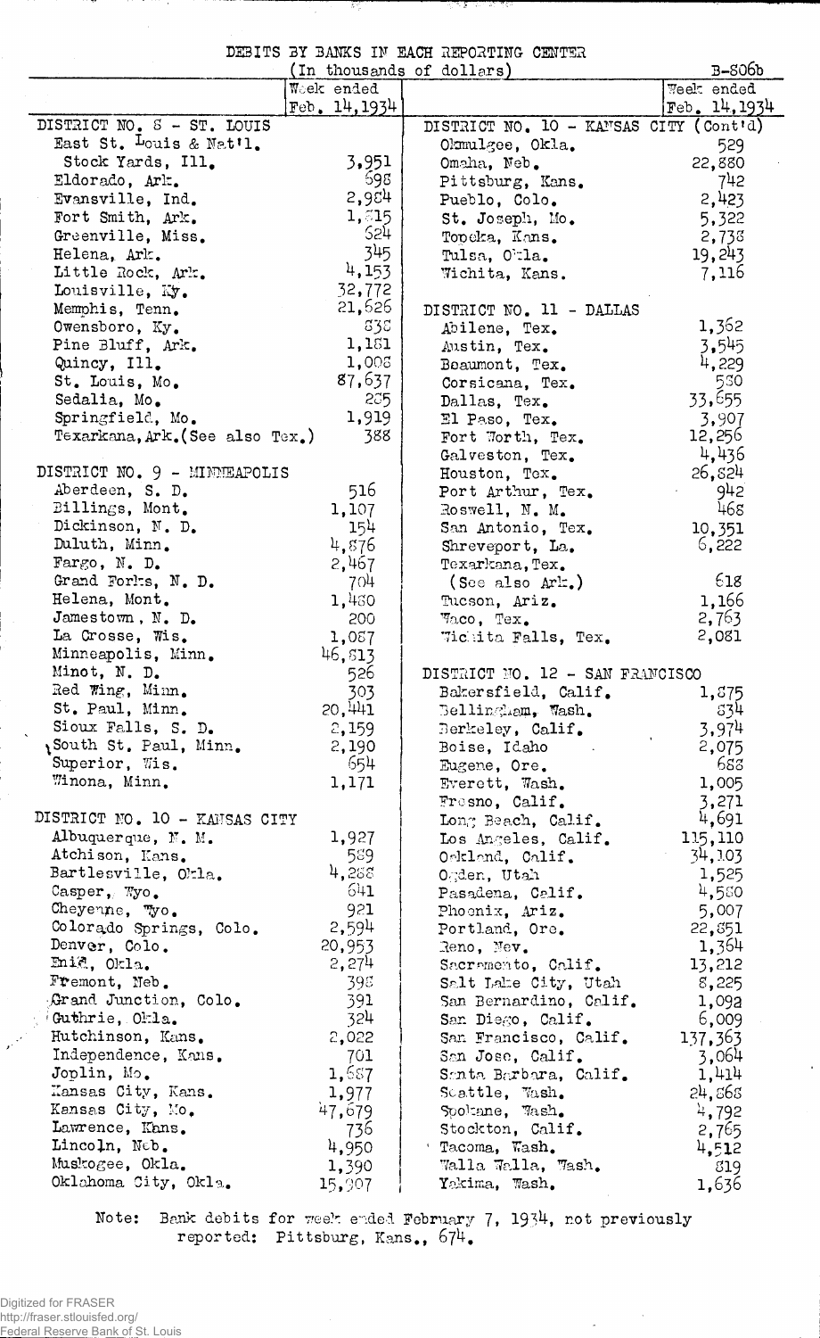DEBITS BY BANKS IN EACH REPORTING CENTER

(In thousands of dollars)

B-806b

| | Week ended Feb. 14, 1934 | | Week ended Feb. 14, 1934 |
|---|---|---|---|
| **DISTRICT NO. 8 - ST. LOUIS** | | **DISTRICT NO. 10 - KANSAS CITY (Cont'd)** | |
| East St. Louis & Nat'l. Stock Yards, Ill. | 3,951 | Okmulgee, Okla. | 529 |
| Eldorado, Ark. | 698 | Omaha, Neb. | 22,880 |
| Evansville, Ind. | 2,984 | Pittsburg, Kans. | 742 |
| Fort Smith, Ark. | 1,815 | Pueblo, Colo. | 2,423 |
| Greenville, Miss. | 624 | St. Joseph, Mo. | 5,322 |
| Helena, Ark. | 345 | Topeka, Kans. | 2,738 |
| Little Rock, Ark. | 4,153 | Tulsa, Okla. | 19,243 |
| Louisville, Ky. | 32,772 | Wichita, Kans. | 7,116 |
| Memphis, Tenn. | 21,626 | | |
| Owensboro, Ky. | 838 | **DISTRICT NO. 11 - DALLAS** | |
| Pine Bluff, Ark. | 1,181 | Abilene, Tex. | 1,362 |
| Quincy, Ill. | 1,008 | Austin, Tex. | 3,545 |
| St. Louis, Mo. | 87,637 | Beaumont, Tex. | 4,229 |
| Sedalia, Mo. | 285 | Corsicana, Tex. | 580 |
| Springfield, Mo. | 1,919 | Dallas, Tex. | 33,655 |
| Texarkana, Ark. (See also Tex.) | 388 | El Paso, Tex. | 3,907 |
| | | Fort Worth, Tex. | 12,256 |
| **DISTRICT NO. 9 - MINNEAPOLIS** | | Galveston, Tex. | 4,436 |
| Aberdeen, S. D. | 516 | Houston, Tex. | 26,824 |
| Billings, Mont. | 1,107 | Port Arthur, Tex. | 942 |
| Dickinson, N. D. | 154 | Roswell, N. M. | 468 |
| Duluth, Minn. | 4,876 | San Antonio, Tex. | 10,351 |
| Fargo, N. D. | 2,467 | Shreveport, La. | 6,222 |
| Grand Forks, N. D. | 704 | Texarkana, Tex. (See also Ark.) | 618 |
| Helena, Mont. | 1,480 | Tucson, Ariz. | 1,166 |
| Jamestown, N. D. | 200 | Waco, Tex. | 2,763 |
| La Crosse, Wis. | 1,087 | Wichita Falls, Tex. | 2,081 |
| Minneapolis, Minn. | 46,813 | | |
| Minot, N. D. | 526 | **DISTRICT NO. 12 - SAN FRANCISCO** | |
| Red Wing, Minn. | 303 | Bakersfield, Calif. | 1,875 |
| St. Paul, Minn. | 20,441 | Bellingham, Wash. | 834 |
| Sioux Falls, S. D. | 2,159 | Berkeley, Calif. | 3,974 |
| South St. Paul, Minn. | 2,190 | Boise, Idaho | 2,075 |
| Superior, Wis. | 654 | Eugene, Ore. | 688 |
| Winona, Minn. | 1,171 | Everett, Wash. | 1,005 |
| | | Fresno, Calif. | 3,271 |
| **DISTRICT NO. 10 - KANSAS CITY** | | Long Beach, Calif. | 4,691 |
| Albuquerque, N. M. | 1,927 | Los Angeles, Calif. | 115,110 |
| Atchison, Kans. | 589 | Oakland, Calif. | 34,103 |
| Bartlesville, Okla. | 4,288 | Ogden, Utah | 1,525 |
| Casper, Wyo. | 641 | Pasadena, Calif. | 4,580 |
| Cheyenne, Wyo. | 921 | Phoenix, Ariz. | 5,007 |
| Colorado Springs, Colo. | 2,594 | Portland, Ore. | 22,851 |
| Denver, Colo. | 20,953 | Reno, Nev. | 1,364 |
| Enid, Okla. | 2,274 | Sacramento, Calif. | 13,212 |
| Fremont, Neb. | 398 | Salt Lake City, Utah | 8,225 |
| Grand Junction, Colo. | 391 | San Bernardino, Calif. | 1,092 |
| Guthrie, Okla. | 324 | San Diego, Calif. | 6,009 |
| Hutchinson, Kans. | 2,022 | San Francisco, Calif. | 137,363 |
| Independence, Kans. | 701 | San Jose, Calif. | 3,064 |
| Joplin, Mo. | 1,687 | Santa Barbara, Calif. | 1,414 |
| Kansas City, Kans. | 1,977 | Seattle, Wash. | 24,868 |
| Kansas City, Mo. | 47,679 | Spokane, Wash. | 4,792 |
| Lawrence, Kans. | 736 | Stockton, Calif. | 2,765 |
| Lincoln, Neb. | 4,950 | Tacoma, Wash. | 4,512 |
| Muskogee, Okla. | 1,390 | Walla Walla, Wash. | 819 |
| Oklahoma City, Okla. | 15,907 | Yakima, Wash. | 1,636 |

Note: Bank debits for week ended February 7, 1934, not previously reported: Pittsburg, Kans., 674.